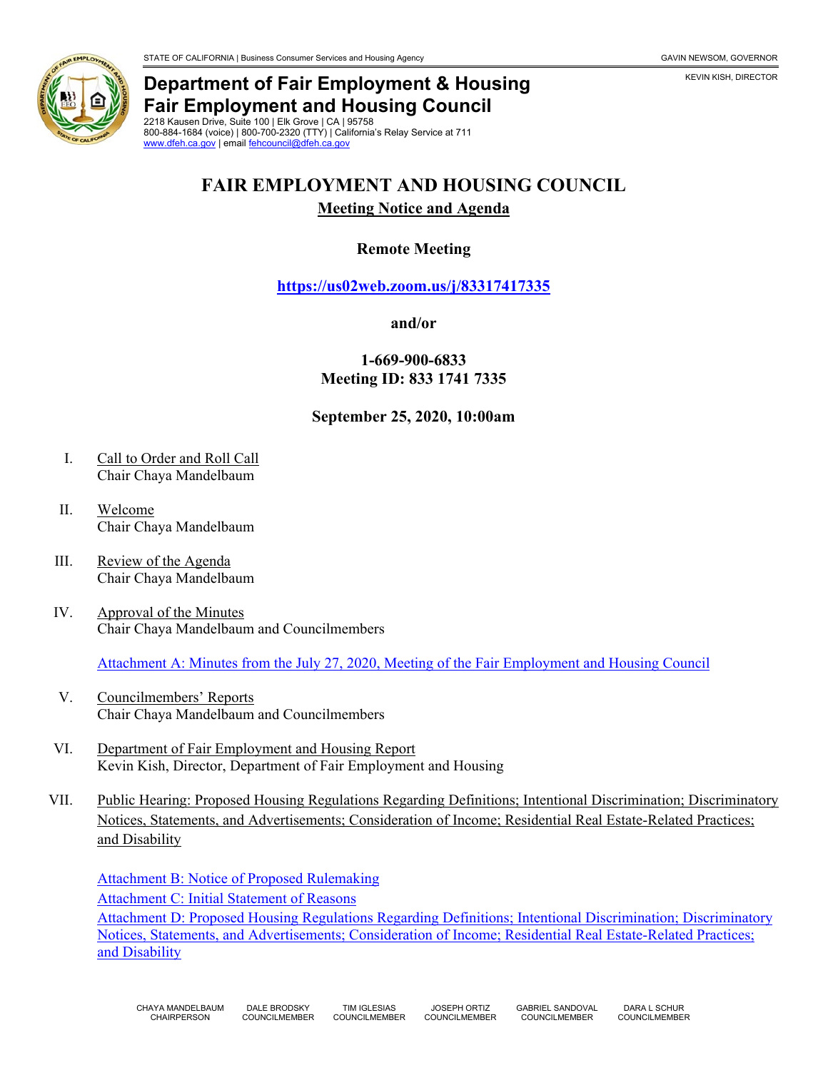STATE OF CALIFORNIA | Business Consumer Services and Housing Agency

GAVIN NEWSOM, GOVERNOR

KEVIN KISH, DIRECTOR

**Department of Fair Employment & Housing**
**Fair Employment and Housing Council**
2218 Kausen Drive, Suite 100 | Elk Grove | CA | 95758
800-884-1684 (voice) | 800-700-2320 (TTY) | California's Relay Service at 711
www.dfeh.ca.gov | email fehcouncil@dfeh.ca.gov

# FAIR EMPLOYMENT AND HOUSING COUNCIL

## Meeting Notice and Agenda

**Remote Meeting**

**https://us02web.zoom.us/j/83317417335**

**and/or**

**1-669-900-6833**
**Meeting ID: 833 1741 7335**

**September 25, 2020, 10:00am**

I. Call to Order and Roll Call
Chair Chaya Mandelbaum

II. Welcome
Chair Chaya Mandelbaum

III. Review of the Agenda
Chair Chaya Mandelbaum

IV. Approval of the Minutes
Chair Chaya Mandelbaum and Councilmembers

Attachment A: Minutes from the July 27, 2020, Meeting of the Fair Employment and Housing Council

V. Councilmembers' Reports
Chair Chaya Mandelbaum and Councilmembers

VI. Department of Fair Employment and Housing Report
Kevin Kish, Director, Department of Fair Employment and Housing

VII. Public Hearing: Proposed Housing Regulations Regarding Definitions; Intentional Discrimination; Discriminatory Notices, Statements, and Advertisements; Consideration of Income; Residential Real Estate-Related Practices; and Disability

Attachment B: Notice of Proposed Rulemaking
Attachment C: Initial Statement of Reasons
Attachment D: Proposed Housing Regulations Regarding Definitions; Intentional Discrimination; Discriminatory Notices, Statements, and Advertisements; Consideration of Income; Residential Real Estate-Related Practices; and Disability

CHAYA MANDELBAUM CHAIRPERSON | DALE BRODSKY COUNCILMEMBER | TIM IGLESIAS COUNCILMEMBER | JOSEPH ORTIZ COUNCILMEMBER | GABRIEL SANDOVAL COUNCILMEMBER | DARA L SCHUR COUNCILMEMBER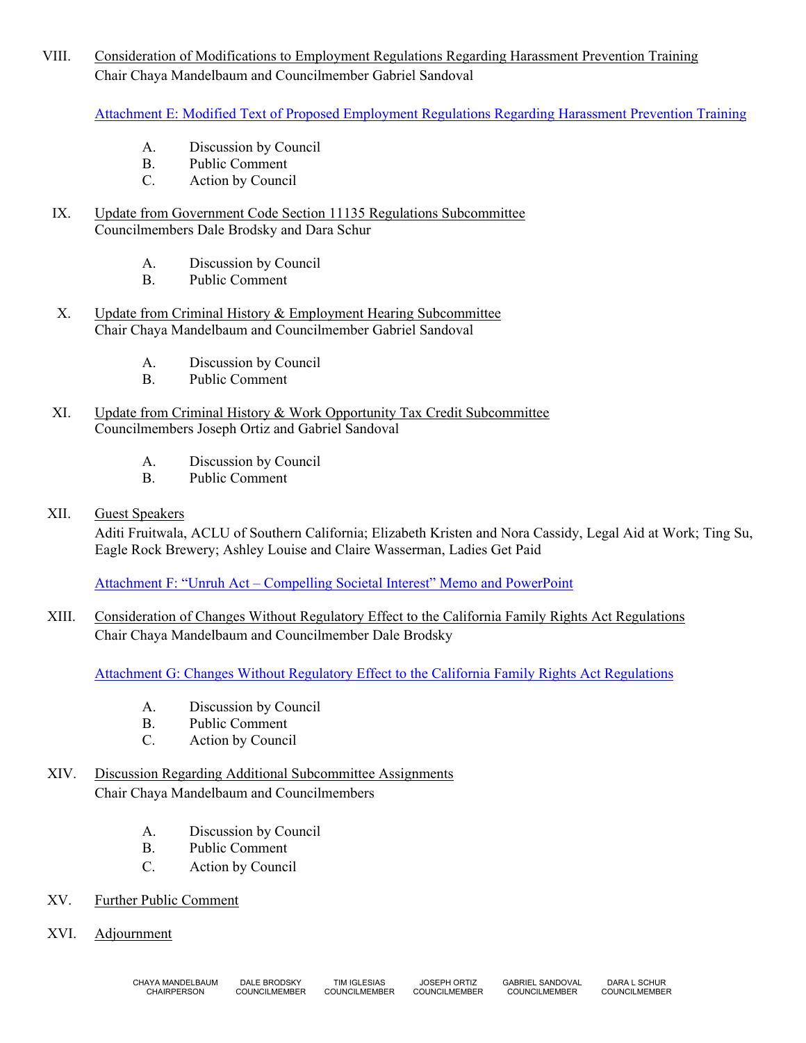VIII. Consideration of Modifications to Employment Regulations Regarding Harassment Prevention Training
Chair Chaya Mandelbaum and Councilmember Gabriel Sandoval

Attachment E: Modified Text of Proposed Employment Regulations Regarding Harassment Prevention Training

A. Discussion by Council
B. Public Comment
C. Action by Council

IX. Update from Government Code Section 11135 Regulations Subcommittee
Councilmembers Dale Brodsky and Dara Schur

A. Discussion by Council
B. Public Comment

X. Update from Criminal History & Employment Hearing Subcommittee
Chair Chaya Mandelbaum and Councilmember Gabriel Sandoval

A. Discussion by Council
B. Public Comment

XI. Update from Criminal History & Work Opportunity Tax Credit Subcommittee
Councilmembers Joseph Ortiz and Gabriel Sandoval

A. Discussion by Council
B. Public Comment

XII. Guest Speakers
Aditi Fruitwala, ACLU of Southern California; Elizabeth Kristen and Nora Cassidy, Legal Aid at Work; Ting Su, Eagle Rock Brewery; Ashley Louise and Claire Wasserman, Ladies Get Paid

Attachment F: "Unruh Act – Compelling Societal Interest" Memo and PowerPoint

XIII. Consideration of Changes Without Regulatory Effect to the California Family Rights Act Regulations
Chair Chaya Mandelbaum and Councilmember Dale Brodsky

Attachment G: Changes Without Regulatory Effect to the California Family Rights Act Regulations

A. Discussion by Council
B. Public Comment
C. Action by Council

XIV. Discussion Regarding Additional Subcommittee Assignments
Chair Chaya Mandelbaum and Councilmembers

A. Discussion by Council
B. Public Comment
C. Action by Council

XV. Further Public Comment

XVI. Adjournment

CHAYA MANDELBAUM CHAIRPERSON | DALE BRODSKY COUNCILMEMBER | TIM IGLESIAS COUNCILMEMBER | JOSEPH ORTIZ COUNCILMEMBER | GABRIEL SANDOVAL COUNCILMEMBER | DARA L SCHUR COUNCILMEMBER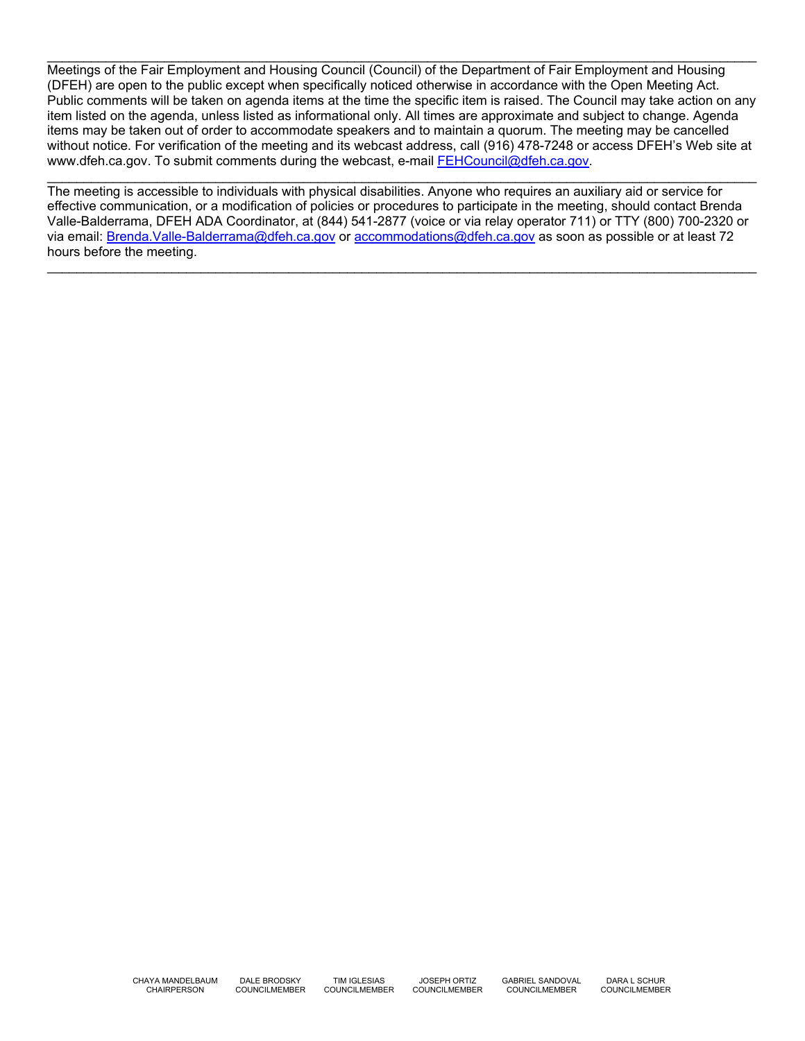---

Meetings of the Fair Employment and Housing Council (Council) of the Department of Fair Employment and Housing (DFEH) are open to the public except when specifically noticed otherwise in accordance with the Open Meeting Act. Public comments will be taken on agenda items at the time the specific item is raised. The Council may take action on any item listed on the agenda, unless listed as informational only. All times are approximate and subject to change. Agenda items may be taken out of order to accommodate speakers and to maintain a quorum. The meeting may be cancelled without notice. For verification of the meeting and its webcast address, call (916) 478-7248 or access DFEH's Web site at www.dfeh.ca.gov. To submit comments during the webcast, e-mail FEHCouncil@dfeh.ca.gov.

---

The meeting is accessible to individuals with physical disabilities. Anyone who requires an auxiliary aid or service for effective communication, or a modification of policies or procedures to participate in the meeting, should contact Brenda Valle-Balderrama, DFEH ADA Coordinator, at (844) 541-2877 (voice or via relay operator 711) or TTY (800) 700-2320 or via email: Brenda.Valle-Balderrama@dfeh.ca.gov or accommodations@dfeh.ca.gov as soon as possible or at least 72 hours before the meeting.

---

| | | | | | |
|---|---|---|---|---|---|
| CHAYA MANDELBAUM CHAIRPERSON | DALE BRODSKY COUNCILMEMBER | TIM IGLESIAS COUNCILMEMBER | JOSEPH ORTIZ COUNCILMEMBER | GABRIEL SANDOVAL COUNCILMEMBER | DARA L SCHUR COUNCILMEMBER |